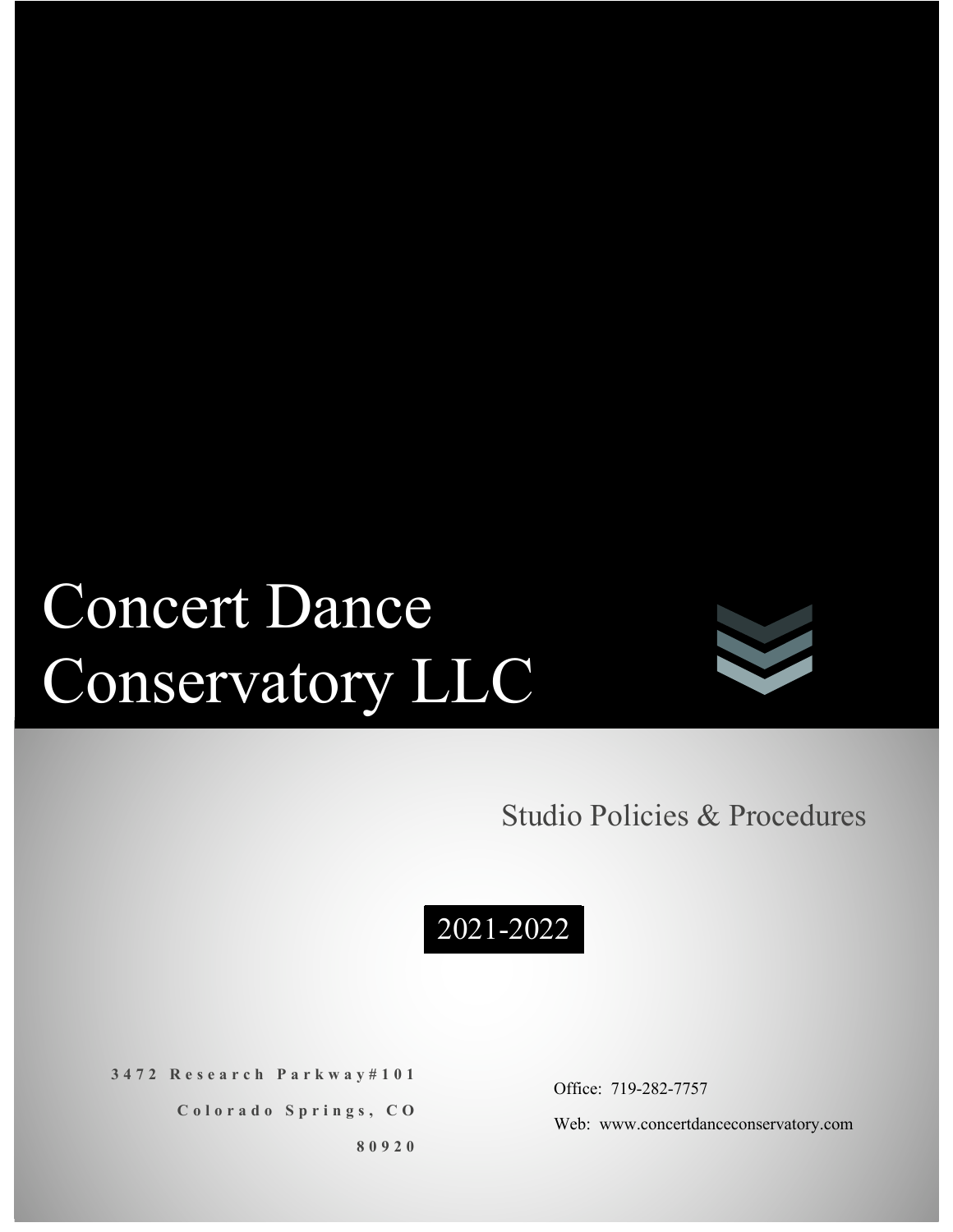# Concert Dance Conservatory LLC

## Studio Policies & Procedures

2021-2022

3472 Research Parkway#101

Colorado Springs, CO

80920

Office: 719-282-7757

Web: www.concertdanceconservatory.com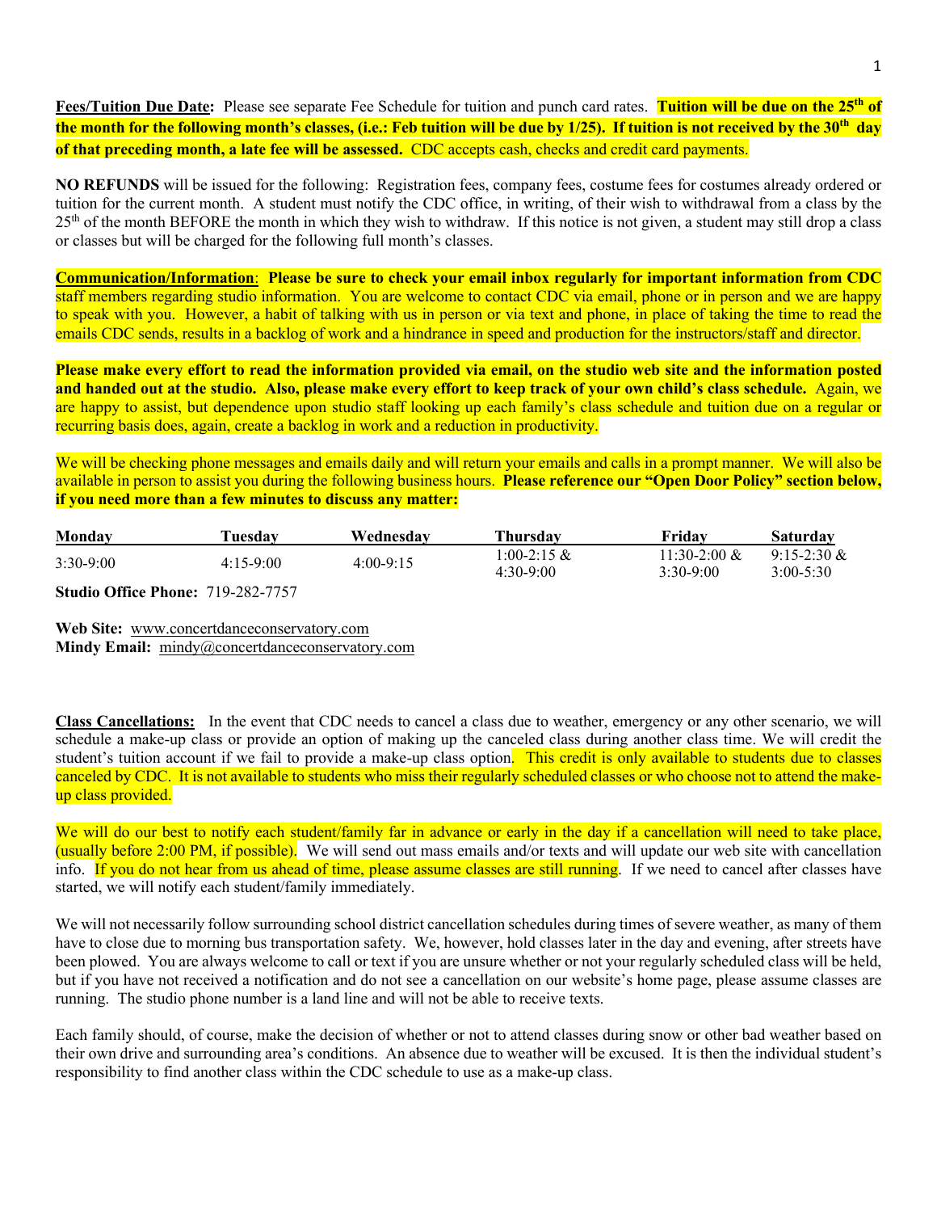**Fees/Tuition Due Date:** Please see separate Fee Schedule for tuition and punch card rates. **Tuition will be due on the 25th of the month for the following month's classes, (i.e.: Feb tuition will be due by 1/25). If tuition is not received by the 30th day of that preceding month, a late fee will be assessed.** CDC accepts cash, checks and credit card payments.

**NO REFUNDS** will be issued for the following: Registration fees, company fees, costume fees for costumes already ordered or tuition for the current month. A student must notify the CDC office, in writing, of their wish to withdrawal from a class by the 25th of the month BEFORE the month in which they wish to withdraw. If this notice is not given, a student may still drop a class or classes but will be charged for the following full month's classes.

**Communication/Information**: **Please be sure to check your email inbox regularly for important information from CDC** staff members regarding studio information. You are welcome to contact CDC via email, phone or in person and we are happy to speak with you. However, a habit of talking with us in person or via text and phone, in place of taking the time to read the emails CDC sends, results in a backlog of work and a hindrance in speed and production for the instructors/staff and director.

**Please make every effort to read the information provided via email, on the studio web site and the information posted and handed out at the studio. Also, please make every effort to keep track of your own child's class schedule.** Again, we are happy to assist, but dependence upon studio staff looking up each family's class schedule and tuition due on a regular or recurring basis does, again, create a backlog in work and a reduction in productivity.

We will be checking phone messages and emails daily and will return your emails and calls in a prompt manner. We will also be available in person to assist you during the following business hours. **Please reference our "Open Door Policy" section below, if you need more than a few minutes to discuss any matter:**

| Monday | Tuesday | Wednesday | Thursday | Friday | Saturday |
|---|---|---|---|---|---|
| 3:30-9:00 | 4:15-9:00 | 4:00-9:15 | 1:00-2:15 & 4:30-9:00 | 11:30-2:00 & 3:30-9:00 | 9:15-2:30 & 3:00-5:30 |

**Studio Office Phone:** 719-282-7757

**Web Site:** www.concertdanceconservatory.com
**Mindy Email:** mindy@concertdanceconservatory.com

**Class Cancellations:** In the event that CDC needs to cancel a class due to weather, emergency or any other scenario, we will schedule a make-up class or provide an option of making up the canceled class during another class time. We will credit the student's tuition account if we fail to provide a make-up class option. This credit is only available to students due to classes canceled by CDC. It is not available to students who miss their regularly scheduled classes or who choose not to attend the make-up class provided.

We will do our best to notify each student/family far in advance or early in the day if a cancellation will need to take place, (usually before 2:00 PM, if possible). We will send out mass emails and/or texts and will update our web site with cancellation info. If you do not hear from us ahead of time, please assume classes are still running. If we need to cancel after classes have started, we will notify each student/family immediately.

We will not necessarily follow surrounding school district cancellation schedules during times of severe weather, as many of them have to close due to morning bus transportation safety. We, however, hold classes later in the day and evening, after streets have been plowed. You are always welcome to call or text if you are unsure whether or not your regularly scheduled class will be held, but if you have not received a notification and do not see a cancellation on our website's home page, please assume classes are running. The studio phone number is a land line and will not be able to receive texts.

Each family should, of course, make the decision of whether or not to attend classes during snow or other bad weather based on their own drive and surrounding area's conditions. An absence due to weather will be excused. It is then the individual student's responsibility to find another class within the CDC schedule to use as a make-up class.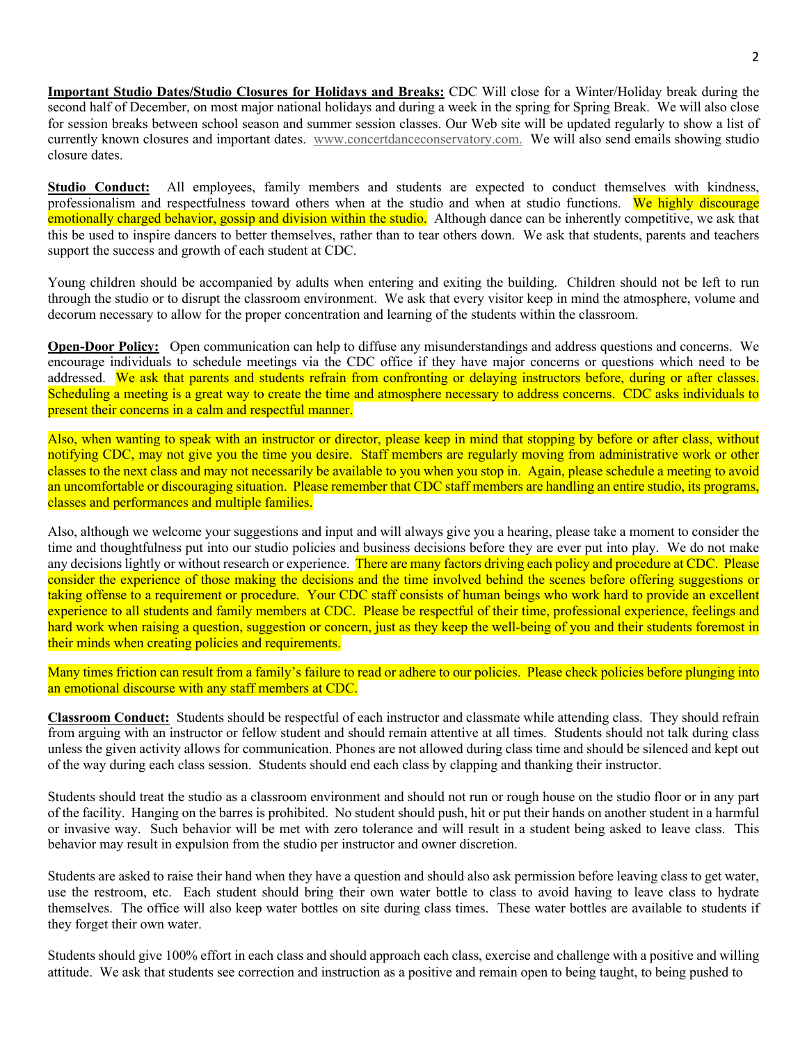**Important Studio Dates/Studio Closures for Holidays and Breaks:** CDC Will close for a Winter/Holiday break during the second half of December, on most major national holidays and during a week in the spring for Spring Break. We will also close for session breaks between school season and summer session classes. Our Web site will be updated regularly to show a list of currently known closures and important dates. www.concertdanceconservatory.com. We will also send emails showing studio closure dates.

**Studio Conduct:** All employees, family members and students are expected to conduct themselves with kindness, professionalism and respectfulness toward others when at the studio and when at studio functions. We highly discourage emotionally charged behavior, gossip and division within the studio. Although dance can be inherently competitive, we ask that this be used to inspire dancers to better themselves, rather than to tear others down. We ask that students, parents and teachers support the success and growth of each student at CDC.

Young children should be accompanied by adults when entering and exiting the building. Children should not be left to run through the studio or to disrupt the classroom environment. We ask that every visitor keep in mind the atmosphere, volume and decorum necessary to allow for the proper concentration and learning of the students within the classroom.

**Open-Door Policy:** Open communication can help to diffuse any misunderstandings and address questions and concerns. We encourage individuals to schedule meetings via the CDC office if they have major concerns or questions which need to be addressed. We ask that parents and students refrain from confronting or delaying instructors before, during or after classes. Scheduling a meeting is a great way to create the time and atmosphere necessary to address concerns. CDC asks individuals to present their concerns in a calm and respectful manner.

Also, when wanting to speak with an instructor or director, please keep in mind that stopping by before or after class, without notifying CDC, may not give you the time you desire. Staff members are regularly moving from administrative work or other classes to the next class and may not necessarily be available to you when you stop in. Again, please schedule a meeting to avoid an uncomfortable or discouraging situation. Please remember that CDC staff members are handling an entire studio, its programs, classes and performances and multiple families.

Also, although we welcome your suggestions and input and will always give you a hearing, please take a moment to consider the time and thoughtfulness put into our studio policies and business decisions before they are ever put into play. We do not make any decisions lightly or without research or experience. There are many factors driving each policy and procedure at CDC. Please consider the experience of those making the decisions and the time involved behind the scenes before offering suggestions or taking offense to a requirement or procedure. Your CDC staff consists of human beings who work hard to provide an excellent experience to all students and family members at CDC. Please be respectful of their time, professional experience, feelings and hard work when raising a question, suggestion or concern, just as they keep the well-being of you and their students foremost in their minds when creating policies and requirements.

Many times friction can result from a family's failure to read or adhere to our policies. Please check policies before plunging into an emotional discourse with any staff members at CDC.

**Classroom Conduct:** Students should be respectful of each instructor and classmate while attending class. They should refrain from arguing with an instructor or fellow student and should remain attentive at all times. Students should not talk during class unless the given activity allows for communication. Phones are not allowed during class time and should be silenced and kept out of the way during each class session. Students should end each class by clapping and thanking their instructor.

Students should treat the studio as a classroom environment and should not run or rough house on the studio floor or in any part of the facility. Hanging on the barres is prohibited. No student should push, hit or put their hands on another student in a harmful or invasive way. Such behavior will be met with zero tolerance and will result in a student being asked to leave class. This behavior may result in expulsion from the studio per instructor and owner discretion.

Students are asked to raise their hand when they have a question and should also ask permission before leaving class to get water, use the restroom, etc. Each student should bring their own water bottle to class to avoid having to leave class to hydrate themselves. The office will also keep water bottles on site during class times. These water bottles are available to students if they forget their own water.

Students should give 100% effort in each class and should approach each class, exercise and challenge with a positive and willing attitude. We ask that students see correction and instruction as a positive and remain open to being taught, to being pushed to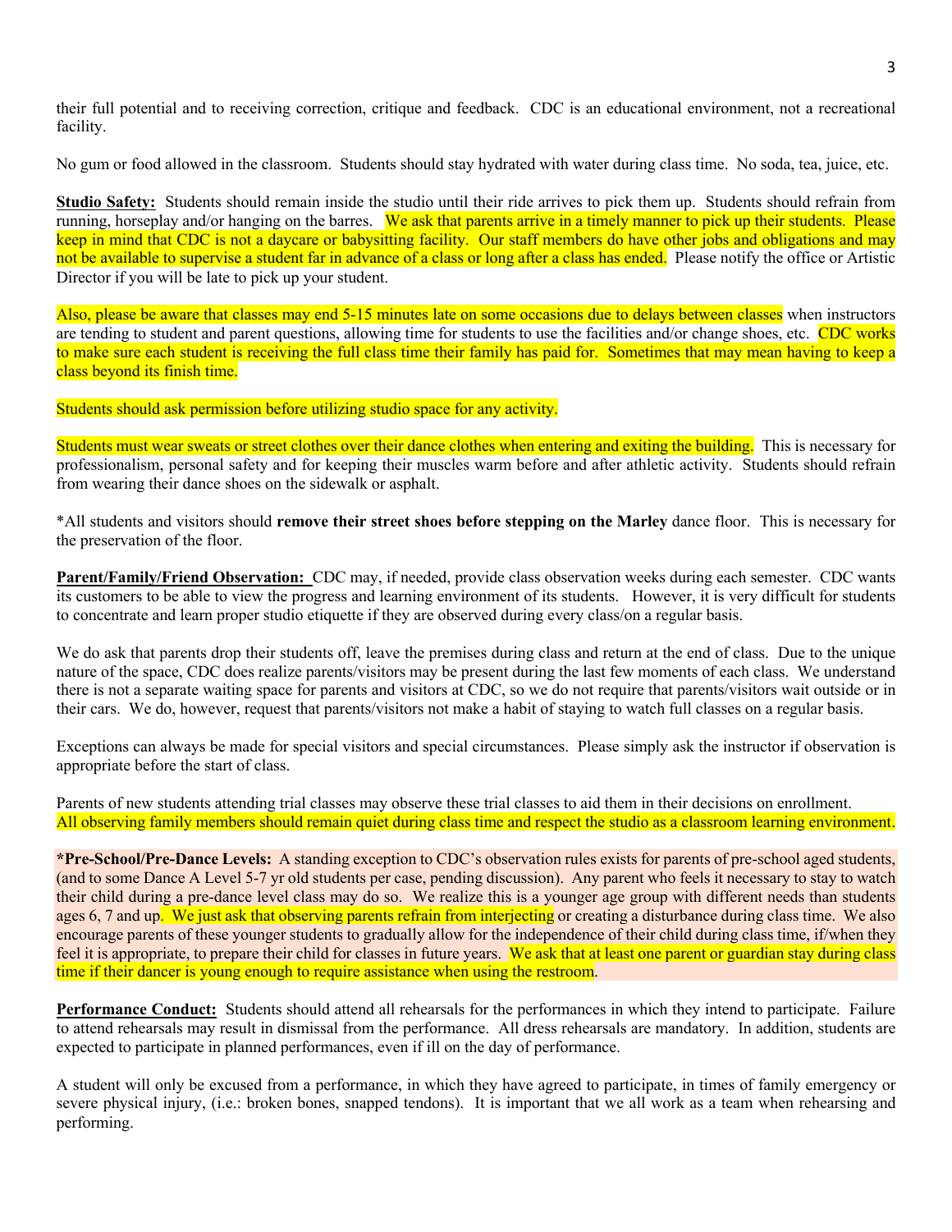their full potential and to receiving correction, critique and feedback. CDC is an educational environment, not a recreational facility.

No gum or food allowed in the classroom. Students should stay hydrated with water during class time. No soda, tea, juice, etc.

**Studio Safety:** Students should remain inside the studio until their ride arrives to pick them up. Students should refrain from running, horseplay and/or hanging on the barres. We ask that parents arrive in a timely manner to pick up their students. Please keep in mind that CDC is not a daycare or babysitting facility. Our staff members do have other jobs and obligations and may not be available to supervise a student far in advance of a class or long after a class has ended. Please notify the office or Artistic Director if you will be late to pick up your student.

Also, please be aware that classes may end 5-15 minutes late on some occasions due to delays between classes when instructors are tending to student and parent questions, allowing time for students to use the facilities and/or change shoes, etc. CDC works to make sure each student is receiving the full class time their family has paid for. Sometimes that may mean having to keep a class beyond its finish time.

Students should ask permission before utilizing studio space for any activity.

Students must wear sweats or street clothes over their dance clothes when entering and exiting the building. This is necessary for professionalism, personal safety and for keeping their muscles warm before and after athletic activity. Students should refrain from wearing their dance shoes on the sidewalk or asphalt.

*All students and visitors should **remove their street shoes before stepping on the Marley** dance floor. This is necessary for the preservation of the floor.

**Parent/Family/Friend Observation:** CDC may, if needed, provide class observation weeks during each semester. CDC wants its customers to be able to view the progress and learning environment of its students. However, it is very difficult for students to concentrate and learn proper studio etiquette if they are observed during every class/on a regular basis.

We do ask that parents drop their students off, leave the premises during class and return at the end of class. Due to the unique nature of the space, CDC does realize parents/visitors may be present during the last few moments of each class. We understand there is not a separate waiting space for parents and visitors at CDC, so we do not require that parents/visitors wait outside or in their cars. We do, however, request that parents/visitors not make a habit of staying to watch full classes on a regular basis.

Exceptions can always be made for special visitors and special circumstances. Please simply ask the instructor if observation is appropriate before the start of class.

Parents of new students attending trial classes may observe these trial classes to aid them in their decisions on enrollment. All observing family members should remain quiet during class time and respect the studio as a classroom learning environment.

***Pre-School/Pre-Dance Levels:** A standing exception to CDC's observation rules exists for parents of pre-school aged students, (and to some Dance A Level 5-7 yr old students per case, pending discussion). Any parent who feels it necessary to stay to watch their child during a pre-dance level class may do so. We realize this is a younger age group with different needs than students ages 6, 7 and up. We just ask that observing parents refrain from interjecting or creating a disturbance during class time. We also encourage parents of these younger students to gradually allow for the independence of their child during class time, if/when they feel it is appropriate, to prepare their child for classes in future years. We ask that at least one parent or guardian stay during class time if their dancer is young enough to require assistance when using the restroom.

**Performance Conduct:** Students should attend all rehearsals for the performances in which they intend to participate. Failure to attend rehearsals may result in dismissal from the performance. All dress rehearsals are mandatory. In addition, students are expected to participate in planned performances, even if ill on the day of performance.

A student will only be excused from a performance, in which they have agreed to participate, in times of family emergency or severe physical injury, (i.e.: broken bones, snapped tendons). It is important that we all work as a team when rehearsing and performing.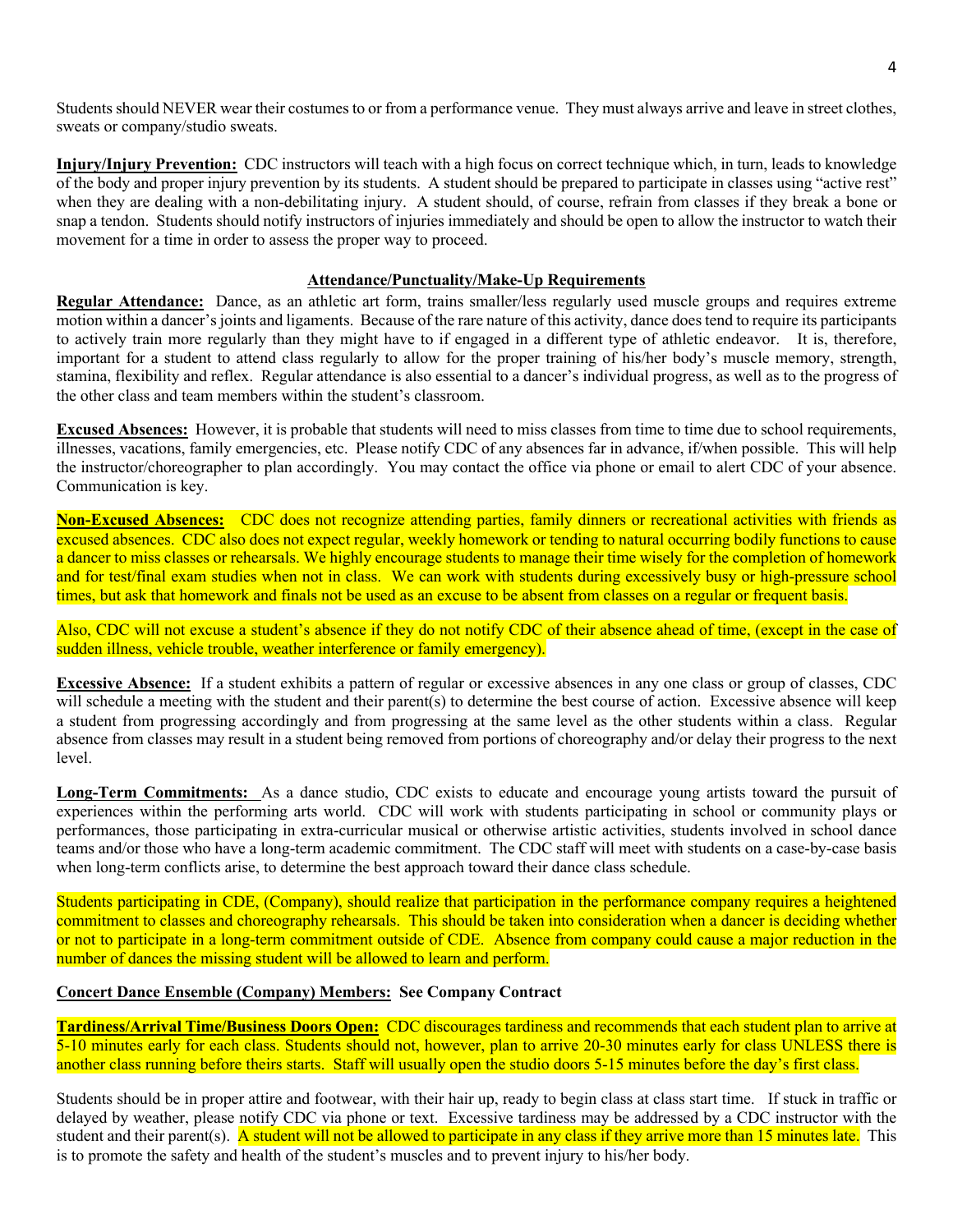Students should NEVER wear their costumes to or from a performance venue. They must always arrive and leave in street clothes, sweats or company/studio sweats.

**Injury/Injury Prevention:** CDC instructors will teach with a high focus on correct technique which, in turn, leads to knowledge of the body and proper injury prevention by its students. A student should be prepared to participate in classes using "active rest" when they are dealing with a non-debilitating injury. A student should, of course, refrain from classes if they break a bone or snap a tendon. Students should notify instructors of injuries immediately and should be open to allow the instructor to watch their movement for a time in order to assess the proper way to proceed.

## Attendance/Punctuality/Make-Up Requirements

**Regular Attendance:** Dance, as an athletic art form, trains smaller/less regularly used muscle groups and requires extreme motion within a dancer's joints and ligaments. Because of the rare nature of this activity, dance does tend to require its participants to actively train more regularly than they might have to if engaged in a different type of athletic endeavor. It is, therefore, important for a student to attend class regularly to allow for the proper training of his/her body's muscle memory, strength, stamina, flexibility and reflex. Regular attendance is also essential to a dancer's individual progress, as well as to the progress of the other class and team members within the student's classroom.

**Excused Absences:** However, it is probable that students will need to miss classes from time to time due to school requirements, illnesses, vacations, family emergencies, etc. Please notify CDC of any absences far in advance, if/when possible. This will help the instructor/choreographer to plan accordingly. You may contact the office via phone or email to alert CDC of your absence. Communication is key.

**Non-Excused Absences:** CDC does not recognize attending parties, family dinners or recreational activities with friends as excused absences. CDC also does not expect regular, weekly homework or tending to natural occurring bodily functions to cause a dancer to miss classes or rehearsals. We highly encourage students to manage their time wisely for the completion of homework and for test/final exam studies when not in class. We can work with students during excessively busy or high-pressure school times, but ask that homework and finals not be used as an excuse to be absent from classes on a regular or frequent basis.

Also, CDC will not excuse a student's absence if they do not notify CDC of their absence ahead of time, (except in the case of sudden illness, vehicle trouble, weather interference or family emergency).

**Excessive Absence:** If a student exhibits a pattern of regular or excessive absences in any one class or group of classes, CDC will schedule a meeting with the student and their parent(s) to determine the best course of action. Excessive absence will keep a student from progressing accordingly and from progressing at the same level as the other students within a class. Regular absence from classes may result in a student being removed from portions of choreography and/or delay their progress to the next level.

**Long-Term Commitments:** As a dance studio, CDC exists to educate and encourage young artists toward the pursuit of experiences within the performing arts world. CDC will work with students participating in school or community plays or performances, those participating in extra-curricular musical or otherwise artistic activities, students involved in school dance teams and/or those who have a long-term academic commitment. The CDC staff will meet with students on a case-by-case basis when long-term conflicts arise, to determine the best approach toward their dance class schedule.

Students participating in CDE, (Company), should realize that participation in the performance company requires a heightened commitment to classes and choreography rehearsals. This should be taken into consideration when a dancer is deciding whether or not to participate in a long-term commitment outside of CDE. Absence from company could cause a major reduction in the number of dances the missing student will be allowed to learn and perform.

**Concert Dance Ensemble (Company) Members: See Company Contract**

**Tardiness/Arrival Time/Business Doors Open:** CDC discourages tardiness and recommends that each student plan to arrive at 5-10 minutes early for each class. Students should not, however, plan to arrive 20-30 minutes early for class UNLESS there is another class running before theirs starts. Staff will usually open the studio doors 5-15 minutes before the day's first class.

Students should be in proper attire and footwear, with their hair up, ready to begin class at class start time. If stuck in traffic or delayed by weather, please notify CDC via phone or text. Excessive tardiness may be addressed by a CDC instructor with the student and their parent(s). A student will not be allowed to participate in any class if they arrive more than 15 minutes late. This is to promote the safety and health of the student's muscles and to prevent injury to his/her body.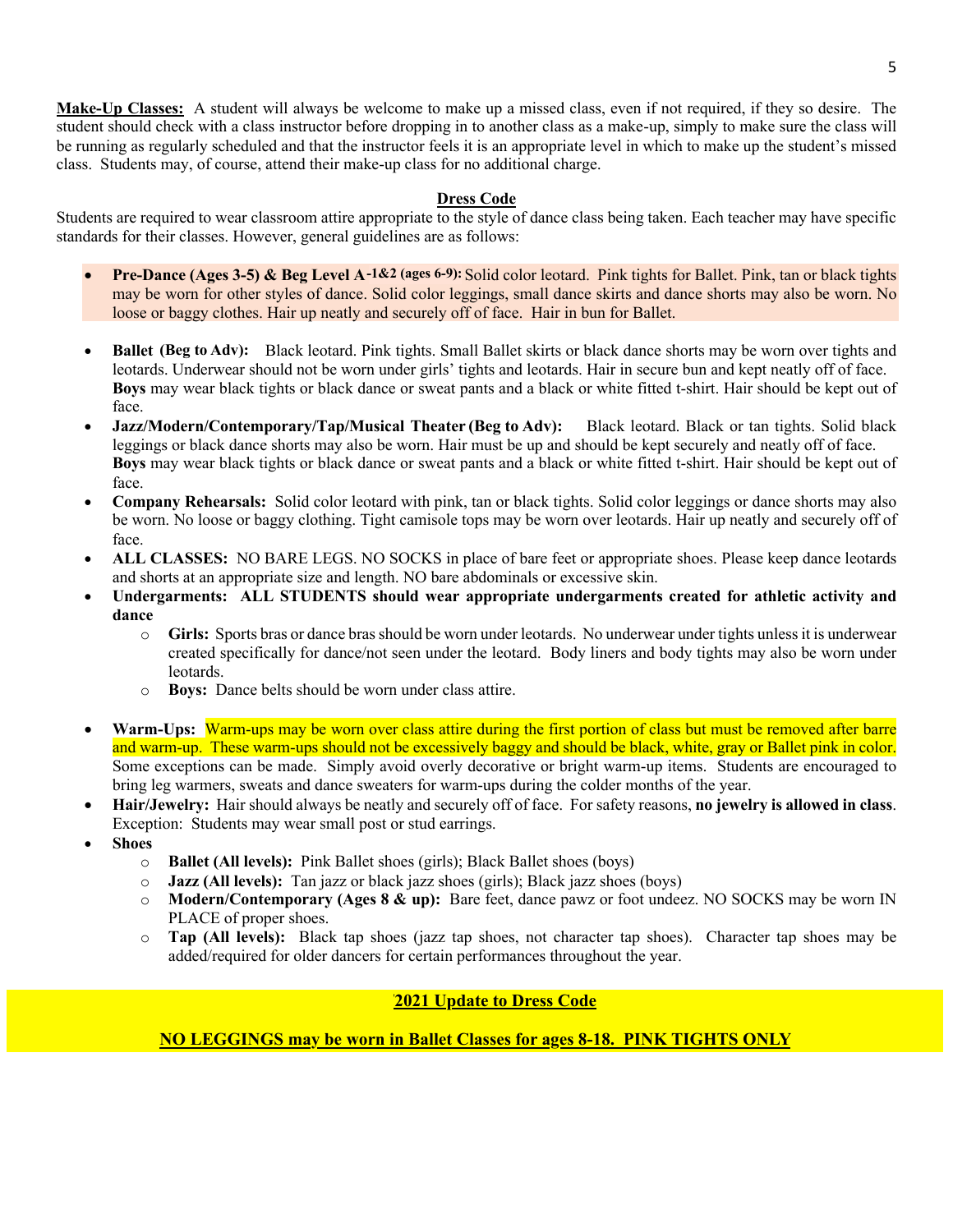**Make-Up Classes:** A student will always be welcome to make up a missed class, even if not required, if they so desire. The student should check with a class instructor before dropping in to another class as a make-up, simply to make sure the class will be running as regularly scheduled and that the instructor feels it is an appropriate level in which to make up the student's missed class. Students may, of course, attend their make-up class for no additional charge.

## Dress Code

Students are required to wear classroom attire appropriate to the style of dance class being taken. Each teacher may have specific standards for their classes. However, general guidelines are as follows:

- **Pre-Dance (Ages 3-5) & Beg Level A-1&2 (ages 6-9):** Solid color leotard. Pink tights for Ballet. Pink, tan or black tights may be worn for other styles of dance. Solid color leggings, small dance skirts and dance shorts may also be worn. No loose or baggy clothes. Hair up neatly and securely off of face. Hair in bun for Ballet.

- **Ballet (Beg to Adv):** Black leotard. Pink tights. Small Ballet skirts or black dance shorts may be worn over tights and leotards. Underwear should not be worn under girls' tights and leotards. Hair in secure bun and kept neatly off of face. **Boys** may wear black tights or black dance or sweat pants and a black or white fitted t-shirt. Hair should be kept out of face.
- **Jazz/Modern/Contemporary/Tap/Musical Theater (Beg to Adv):** Black leotard. Black or tan tights. Solid black leggings or black dance shorts may also be worn. Hair must be up and should be kept securely and neatly off of face. **Boys** may wear black tights or black dance or sweat pants and a black or white fitted t-shirt. Hair should be kept out of face.
- **Company Rehearsals:** Solid color leotard with pink, tan or black tights. Solid color leggings or dance shorts may also be worn. No loose or baggy clothing. Tight camisole tops may be worn over leotards. Hair up neatly and securely off of face.
- **ALL CLASSES:** NO BARE LEGS. NO SOCKS in place of bare feet or appropriate shoes. Please keep dance leotards and shorts at an appropriate size and length. NO bare abdominals or excessive skin.
- **Undergarments: ALL STUDENTS should wear appropriate undergarments created for athletic activity and dance**
  - **Girls:** Sports bras or dance bras should be worn under leotards. No underwear under tights unless it is underwear created specifically for dance/not seen under the leotard. Body liners and body tights may also be worn under leotards.
  - **Boys:** Dance belts should be worn under class attire.

- **Warm-Ups:** Warm-ups may be worn over class attire during the first portion of class but must be removed after barre and warm-up. These warm-ups should not be excessively baggy and should be black, white, gray or Ballet pink in color. Some exceptions can be made. Simply avoid overly decorative or bright warm-up items. Students are encouraged to bring leg warmers, sweats and dance sweaters for warm-ups during the colder months of the year.
- **Hair/Jewelry:** Hair should always be neatly and securely off of face. For safety reasons, **no jewelry is allowed in class**. Exception: Students may wear small post or stud earrings.
- **Shoes**
  - **Ballet (All levels):** Pink Ballet shoes (girls); Black Ballet shoes (boys)
  - **Jazz (All levels):** Tan jazz or black jazz shoes (girls); Black jazz shoes (boys)
  - **Modern/Contemporary (Ages 8 & up):** Bare feet, dance pawz or foot undeez. NO SOCKS may be worn IN PLACE of proper shoes.
  - **Tap (All levels):** Black tap shoes (jazz tap shoes, not character tap shoes). Character tap shoes may be added/required for older dancers for certain performances throughout the year.

**2021 Update to Dress Code**

**NO LEGGINGS may be worn in Ballet Classes for ages 8-18. PINK TIGHTS ONLY**